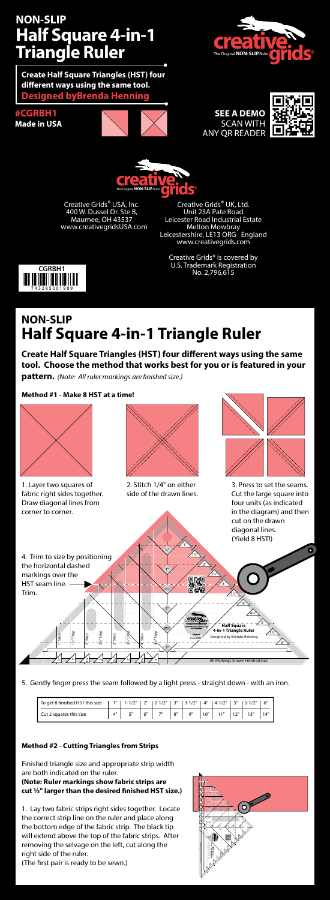# NON-SLIP Half Square 4-in-1 Triangle Ruler

**Create Half Square Triangles (HST) four different ways using the same tool.**
**Designed byBrenda Henning**

**#CGRBH1**
**Made in USA**

**SEE A DEMO**
SCAN WITH ANY QR READER

creative grids® The Original NON-SLIP Ruler

Creative Grids® USA, Inc.
400 W. Dussel Dr. Ste B,
Maumee, OH 43537
www.creativegridsUSA.com

Creative Grids® UK, Ltd.
Unit 23A Pate Road
Leicester Road Industrial Estate
Melton Mowbray
Leicestershire, LE13 ORG England
www.creativegrids.com

Creative Grids® is covered by U.S. Trademark Registration No. 2,796,615

CGRBH1
743285001989

## NON-SLIP Half Square 4-in-1 Triangle Ruler

**Create Half Square Triangles (HST) four different ways using the same tool. Choose the method that works best for you or is featured in your pattern.** *(Note: All ruler markings are finished size.)*

### Method #1 - Make 8 HST at a time!

1. Layer two squares of fabric right sides together. Draw diagonal lines from corner to corner.

2. Stitch 1/4" on either side of the drawn lines.

3. Press to set the seams. Cut the large square into four units (as indicated in the diagram) and then cut on the drawn diagonal lines. (Yield 8 HST!)

4. Trim to size by positioning the horizontal dashed markings over the HST seam line. Trim.

5. Gently finger press the seam followed by a light press - straight down - with an iron.

| To get 8 finished HST this size | 1" | 1-1/2" | 2" | 2-1/2" | 3" | 3-1/2" | 4" | 4-1/2" | 5" | 5-1/2" | 6" |
|---|---|---|---|---|---|---|---|---|---|---|---|
| Cut 2 squares this size | 4" | 5" | 6" | 7" | 8" | 9" | 10" | 11" | 12" | 13" | 14" |

### Method #2 - Cutting Triangles from Strips

Finished triangle size and appropriate strip width are both indicated on the ruler.
**(Note: Ruler markings show fabric strips are cut ½" larger than the desired finished HST size.)**

1. Lay two fabric strips right sides together. Locate the correct strip line on the ruler and place along the bottom edge of the fabric strip. The black tip will extend above the top of the fabric strips. After removing the selvage on the left, cut along the right side of the ruler.
(The first pair is ready to be sewn.)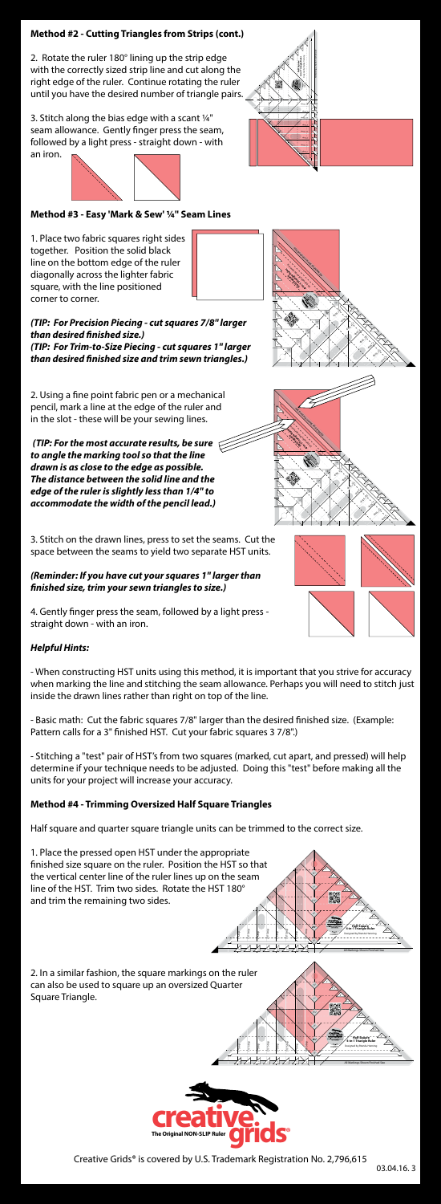### Method #2 - Cutting Triangles from Strips (cont.)

2. Rotate the ruler 180° lining up the strip edge with the correctly sized strip line and cut along the right edge of the ruler. Continue rotating the ruler until you have the desired number of triangle pairs.

3. Stitch along the bias edge with a scant ¼" seam allowance. Gently finger press the seam, followed by a light press - straight down - with an iron.

### Method #3 - Easy 'Mark & Sew' ¼" Seam Lines

1. Place two fabric squares right sides together. Position the solid black line on the bottom edge of the ruler diagonally across the lighter fabric square, with the line positioned corner to corner.

***(TIP: For Precision Piecing - cut squares 7/8" larger than desired finished size.)***
***(TIP: For Trim-to-Size Piecing - cut squares 1" larger than desired finished size and trim sewn triangles.)***

2. Using a fine point fabric pen or a mechanical pencil, mark a line at the edge of the ruler and in the slot - these will be your sewing lines.

***(TIP: For the most accurate results, be sure to angle the marking tool so that the line drawn is as close to the edge as possible. The distance between the solid line and the edge of the ruler is slightly less than 1/4" to accommodate the width of the pencil lead.)***

3. Stitch on the drawn lines, press to set the seams. Cut the space between the seams to yield two separate HST units.

***(Reminder: If you have cut your squares 1" larger than finished size, trim your sewn triangles to size.)***

4. Gently finger press the seam, followed by a light press - straight down - with an iron.

#### *Helpful Hints:*

- When constructing HST units using this method, it is important that you strive for accuracy when marking the line and stitching the seam allowance. Perhaps you will need to stitch just inside the drawn lines rather than right on top of the line.

- Basic math: Cut the fabric squares 7/8" larger than the desired finished size. (Example: Pattern calls for a 3" finished HST. Cut your fabric squares 3 7/8".)

- Stitching a "test" pair of HST's from two squares (marked, cut apart, and pressed) will help determine if your technique needs to be adjusted. Doing this "test" before making all the units for your project will increase your accuracy.

### Method #4 - Trimming Oversized Half Square Triangles

Half square and quarter square triangle units can be trimmed to the correct size.

1. Place the pressed open HST under the appropriate finished size square on the ruler. Position the HST so that the vertical center line of the ruler lines up on the seam line of the HST. Trim two sides. Rotate the HST 180° and trim the remaining two sides.

2. In a similar fashion, the square markings on the ruler can also be used to square up an oversized Quarter Square Triangle.

creative grids®
The Original NON-SLIP Ruler

Creative Grids® is covered by U.S. Trademark Registration No. 2,796,615

03.04.16. 3